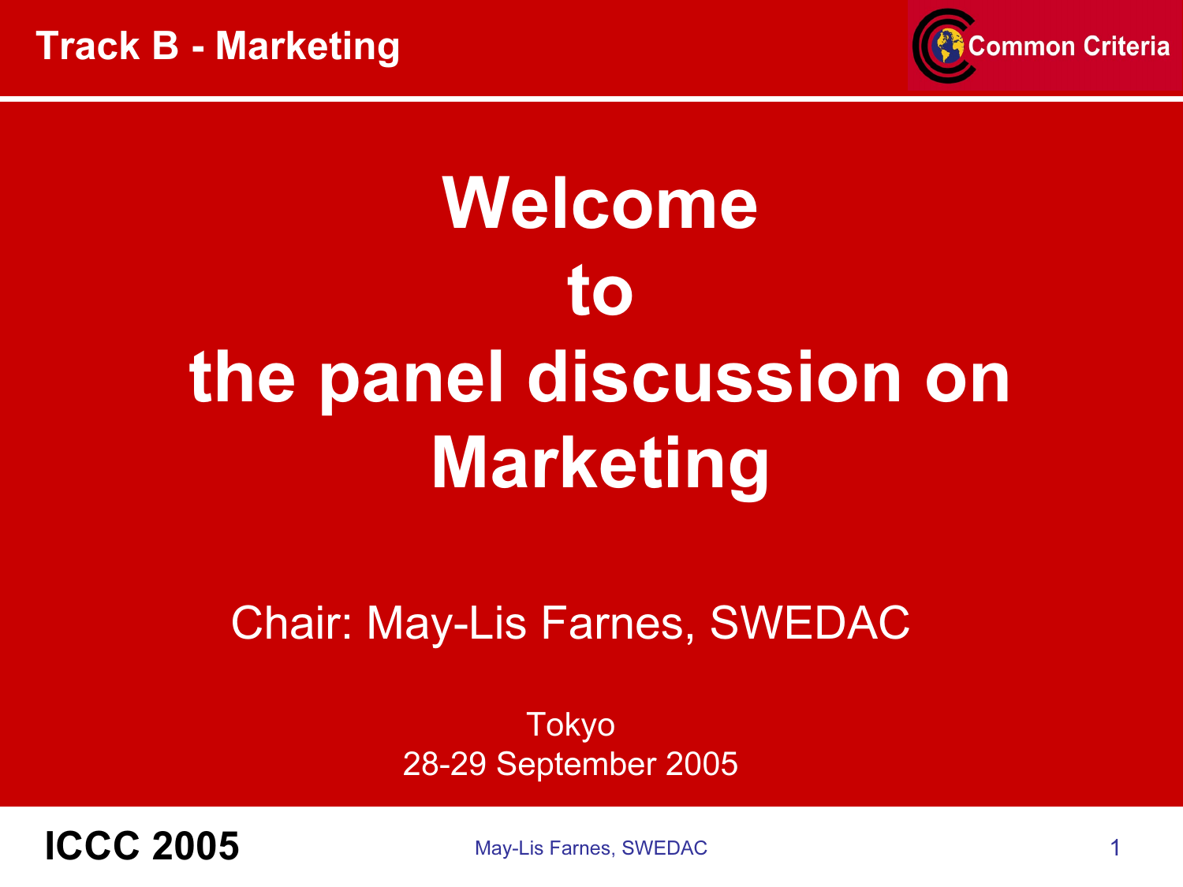# Welcome to the panel discussion on Marketing

Chair: May-Lis Farnes, SWEDAC

Tokyo
28-29 September 2005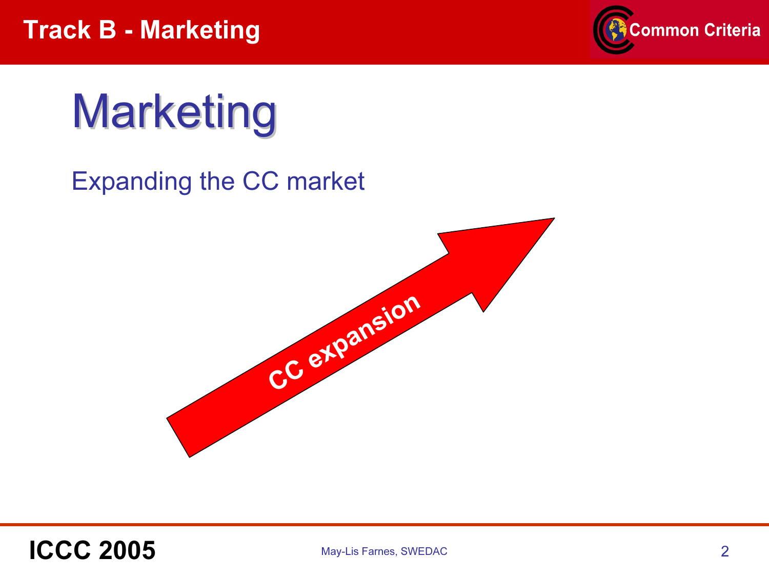# Marketing

Expanding the CC market

CC expansion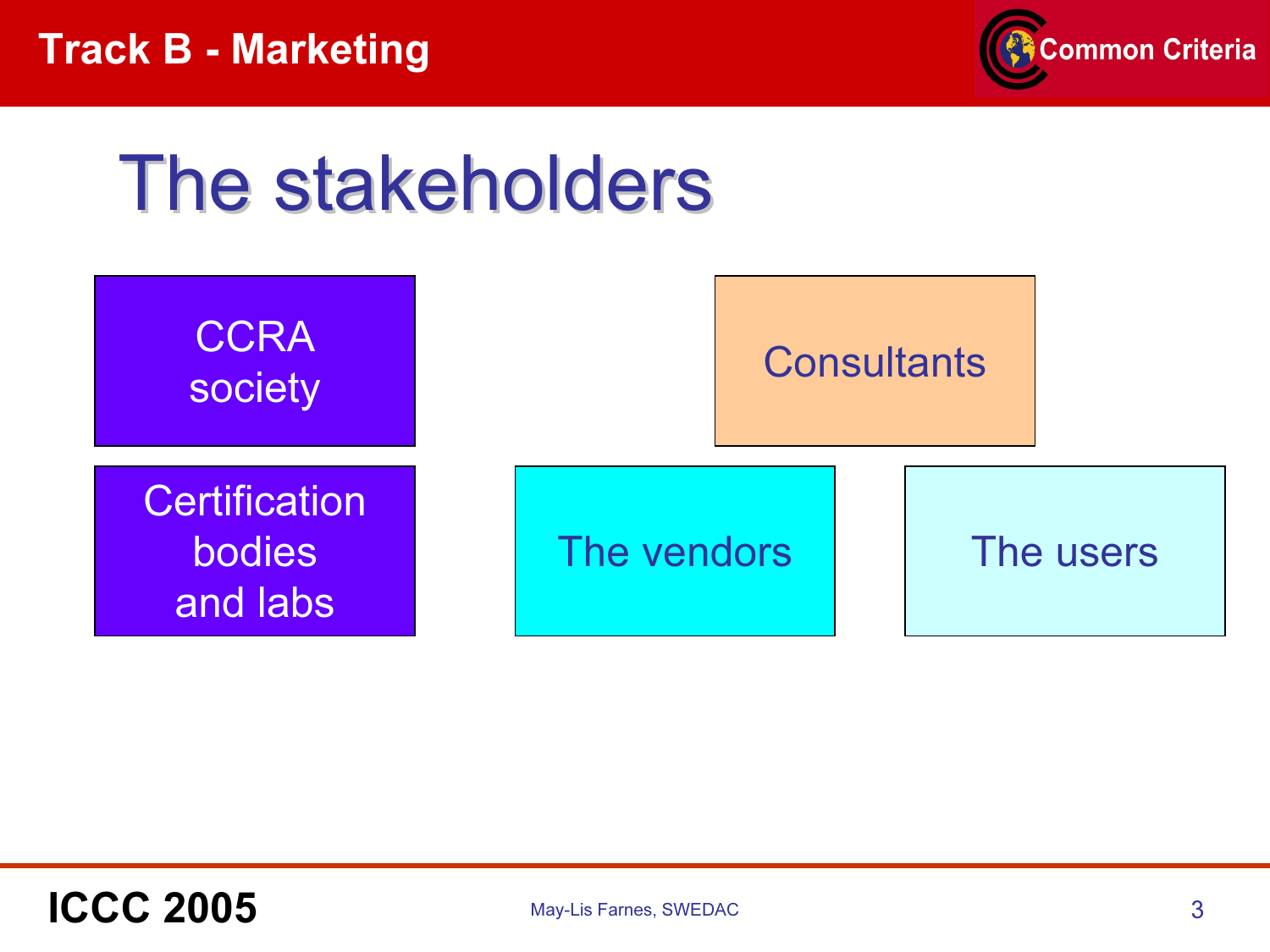# The stakeholders

- CCRA society
- Certification bodies and labs
- Consultants
- The vendors
- The users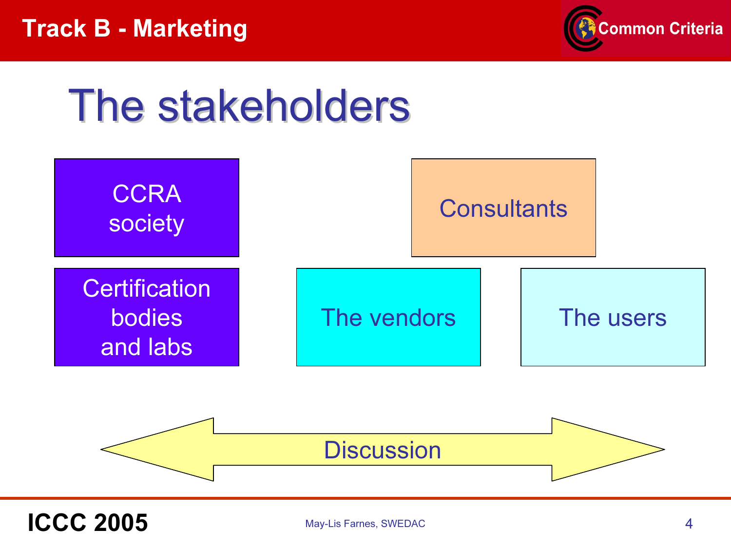# The stakeholders

- CCRA society
- Certification bodies and labs
- Consultants
- The vendors
- The users

Discussion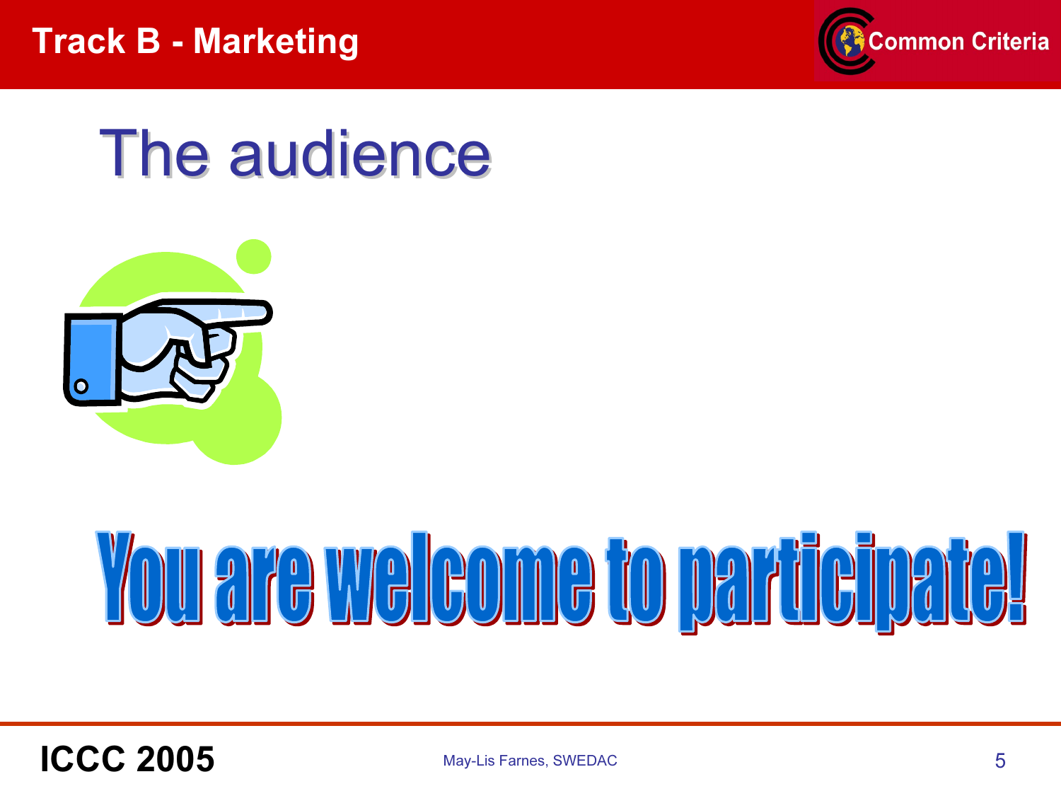# The audience

**You are welcome to participate!**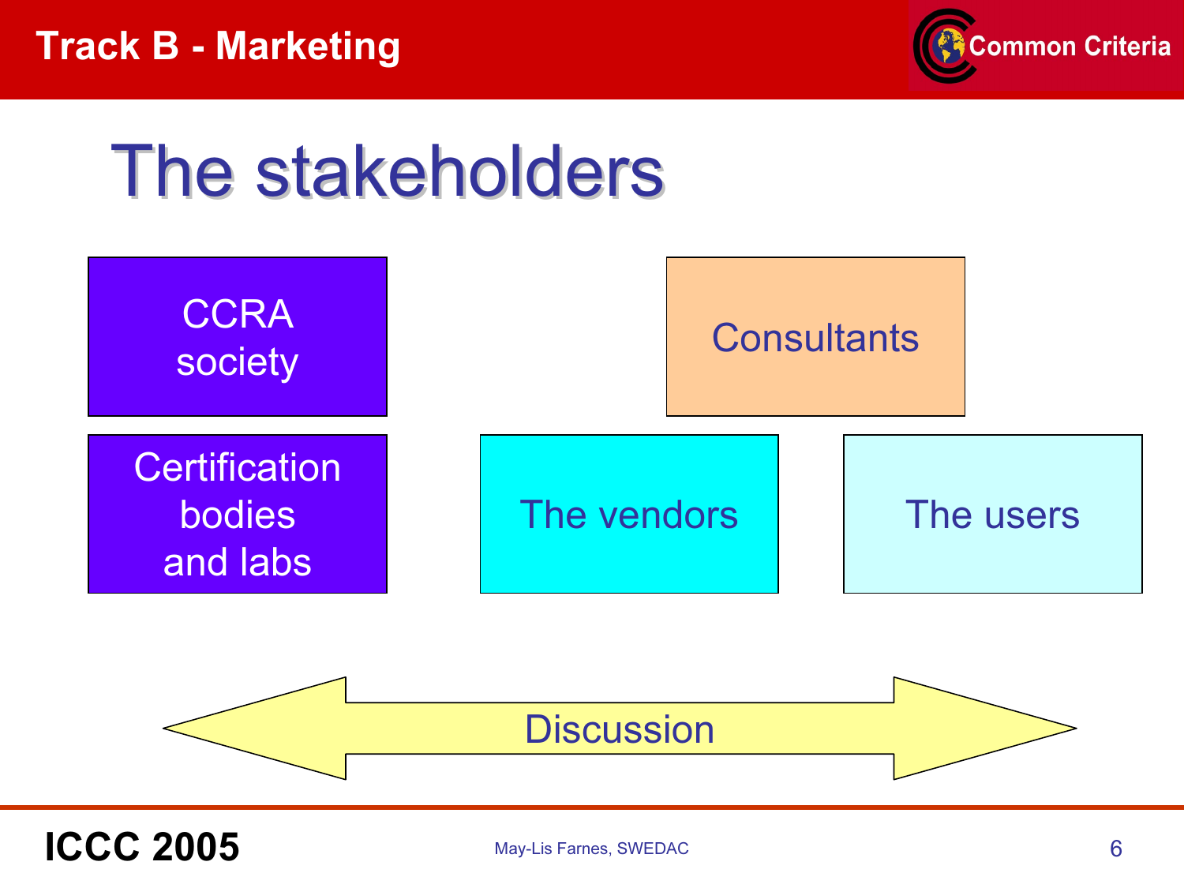# The stakeholders

- CCRA society
- Certification bodies and labs
- Consultants
- The vendors
- The users

Discussion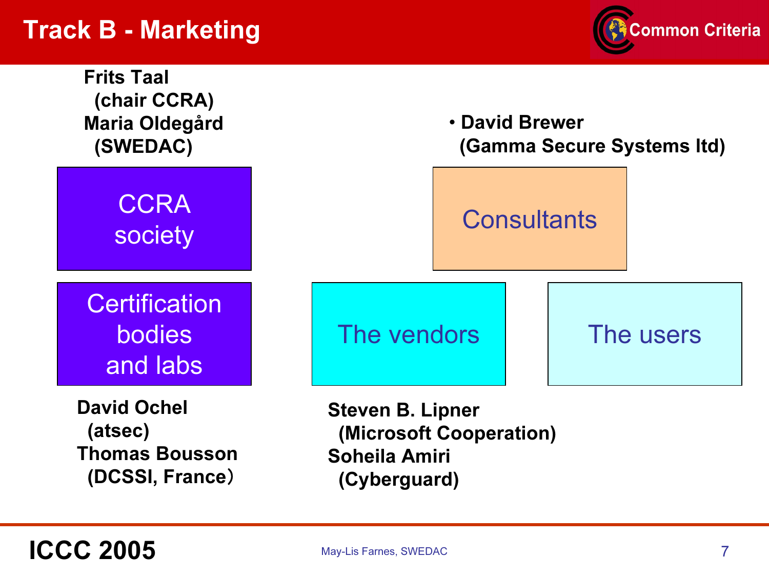# Track B - Marketing

**Frits Taal**
**(chair CCRA)**
**Maria Oldegård**
**(SWEDAC)**

CCRA society

Certification bodies and labs

**David Ochel**
**(atsec)**
**Thomas Bousson**
**(DCSSI, France)**

- **David Brewer**
  **(Gamma Secure Systems ltd)**

Consultants

The vendors

The users

**Steven B. Lipner**
**(Microsoft Cooperation)**
**Soheila Amiri**
**(Cyberguard)**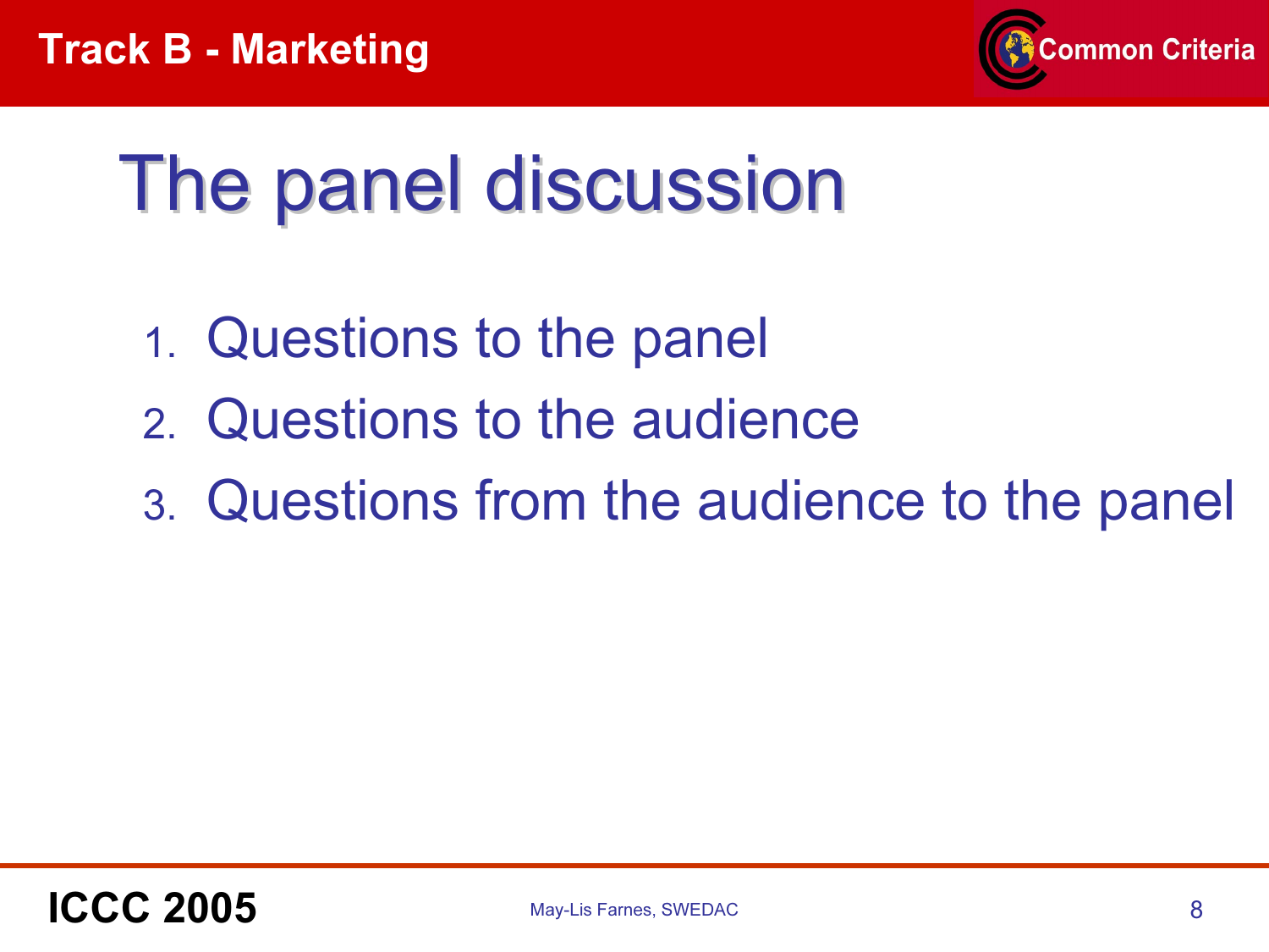# The panel discussion

1. Questions to the panel
2. Questions to the audience
3. Questions from the audience to the panel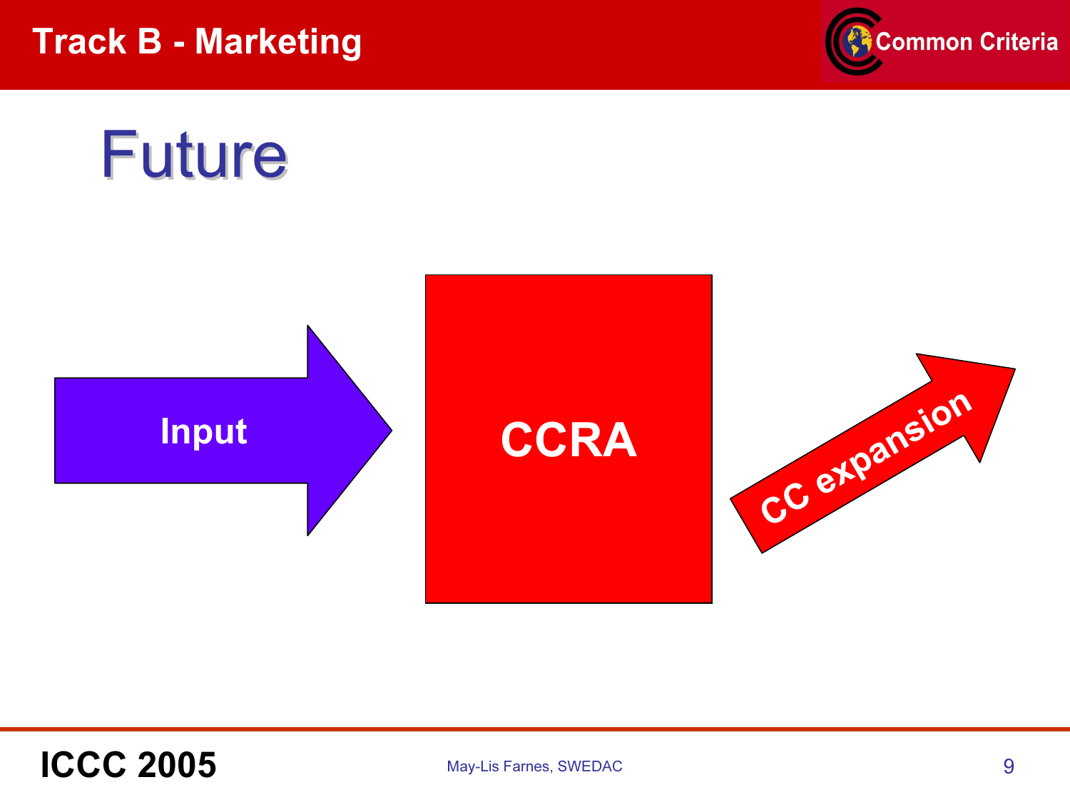# Future

Input

CCRA

CC expansion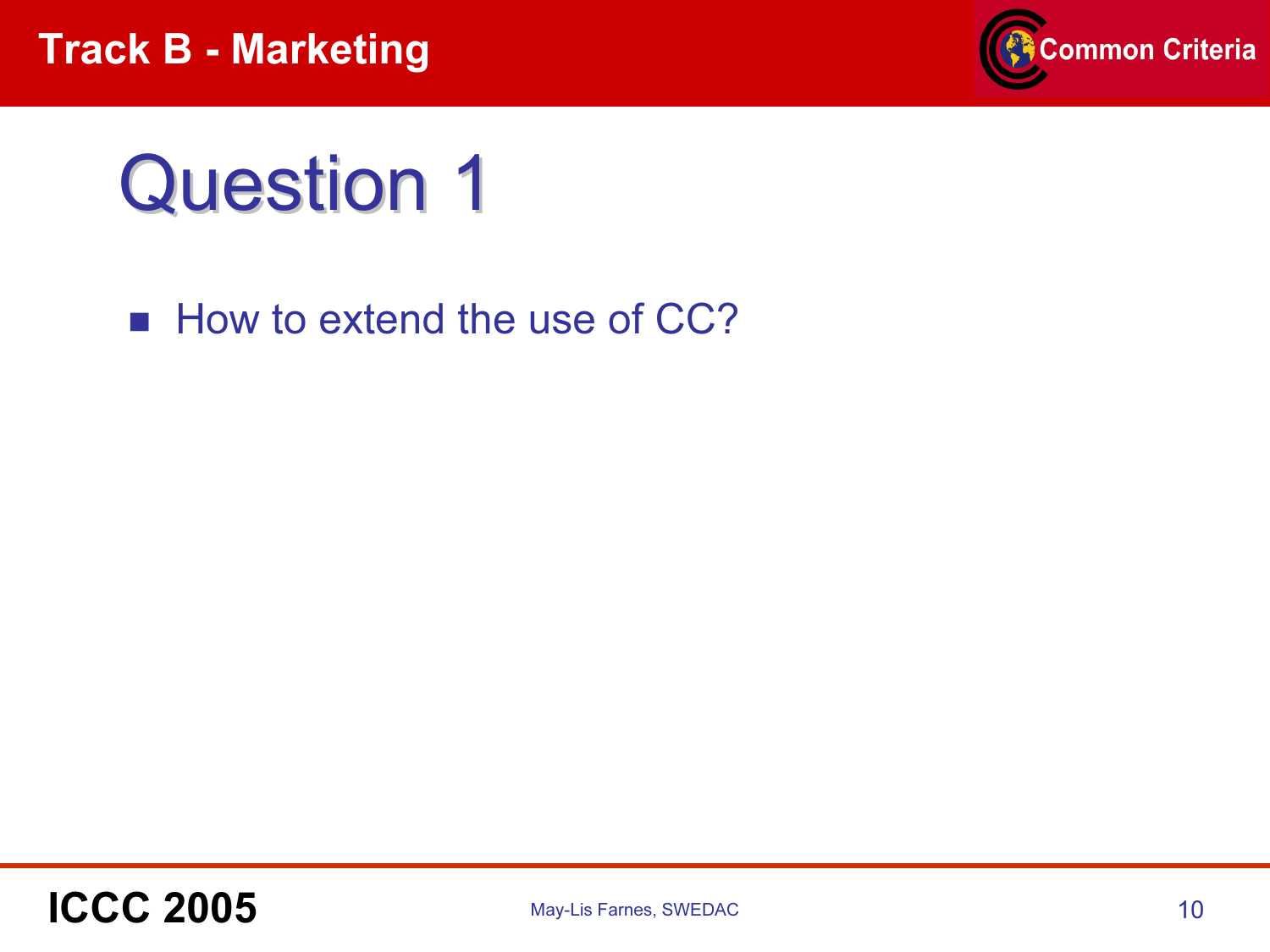# Question 1

- How to extend the use of CC?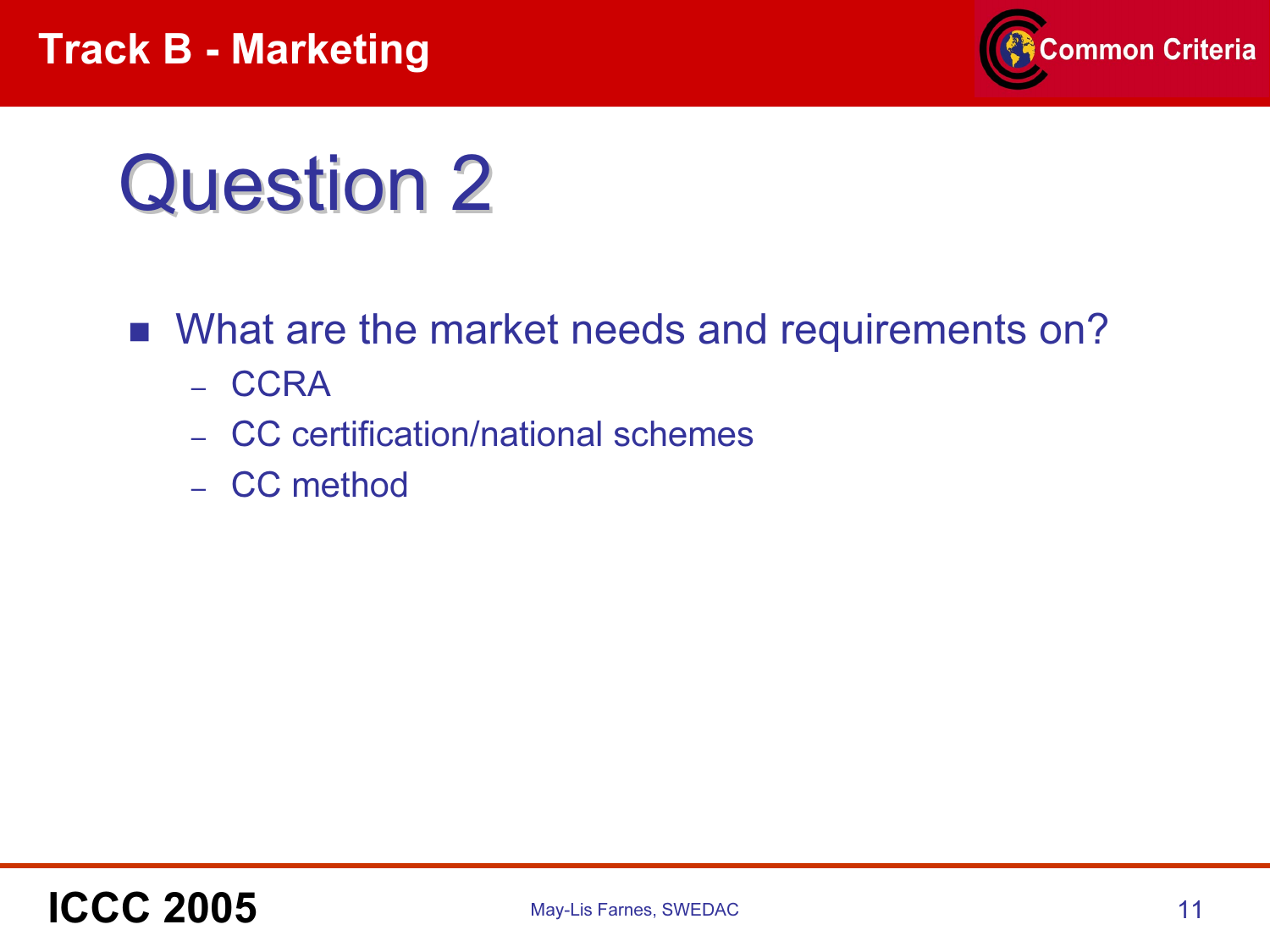# Question 2

- What are the market needs and requirements on?
  - CCRA
  - CC certification/national schemes
  - CC method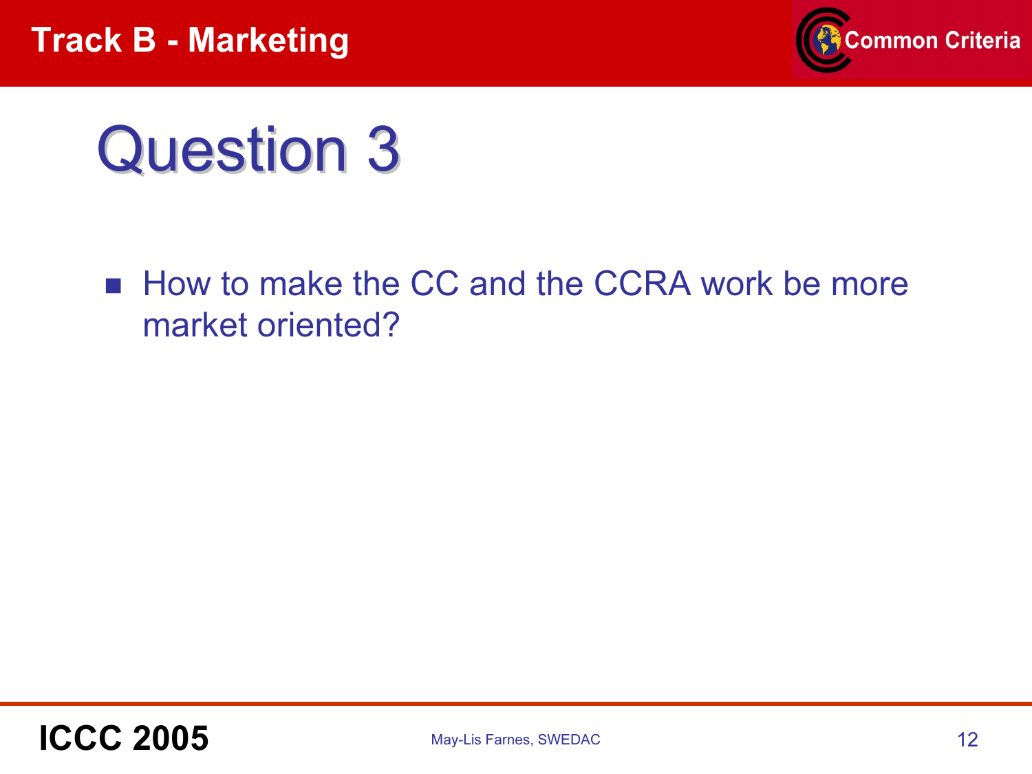# Question 3

- How to make the CC and the CCRA work be more market oriented?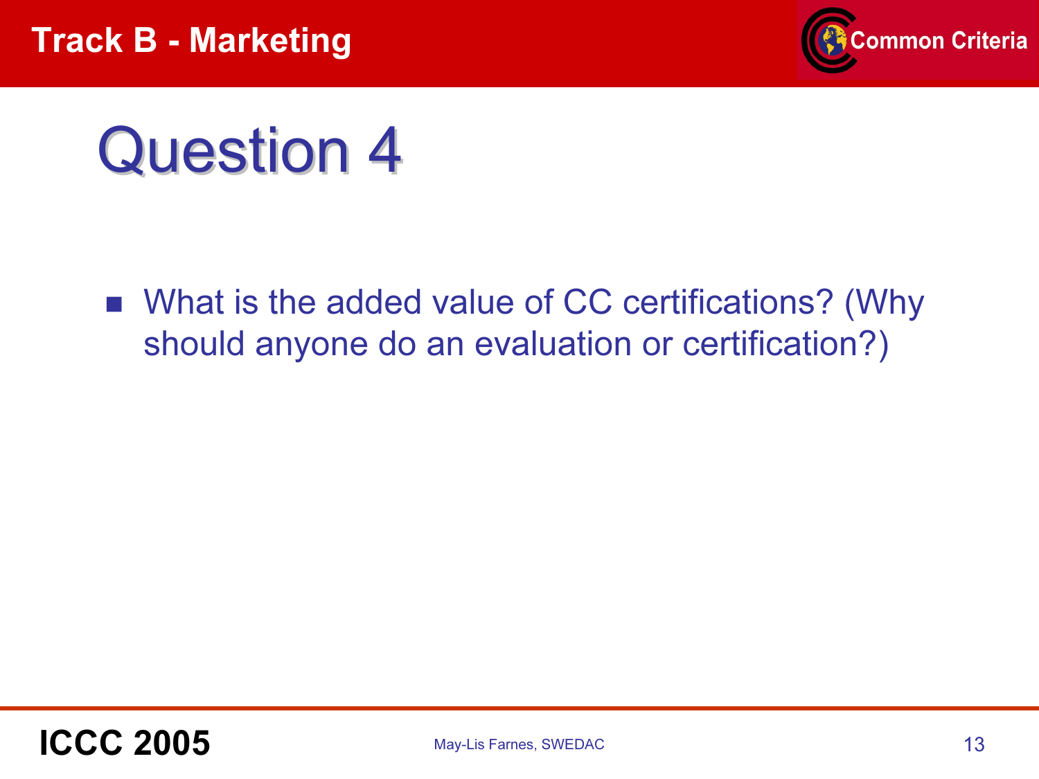# Question 4

- What is the added value of CC certifications? (Why should anyone do an evaluation or certification?)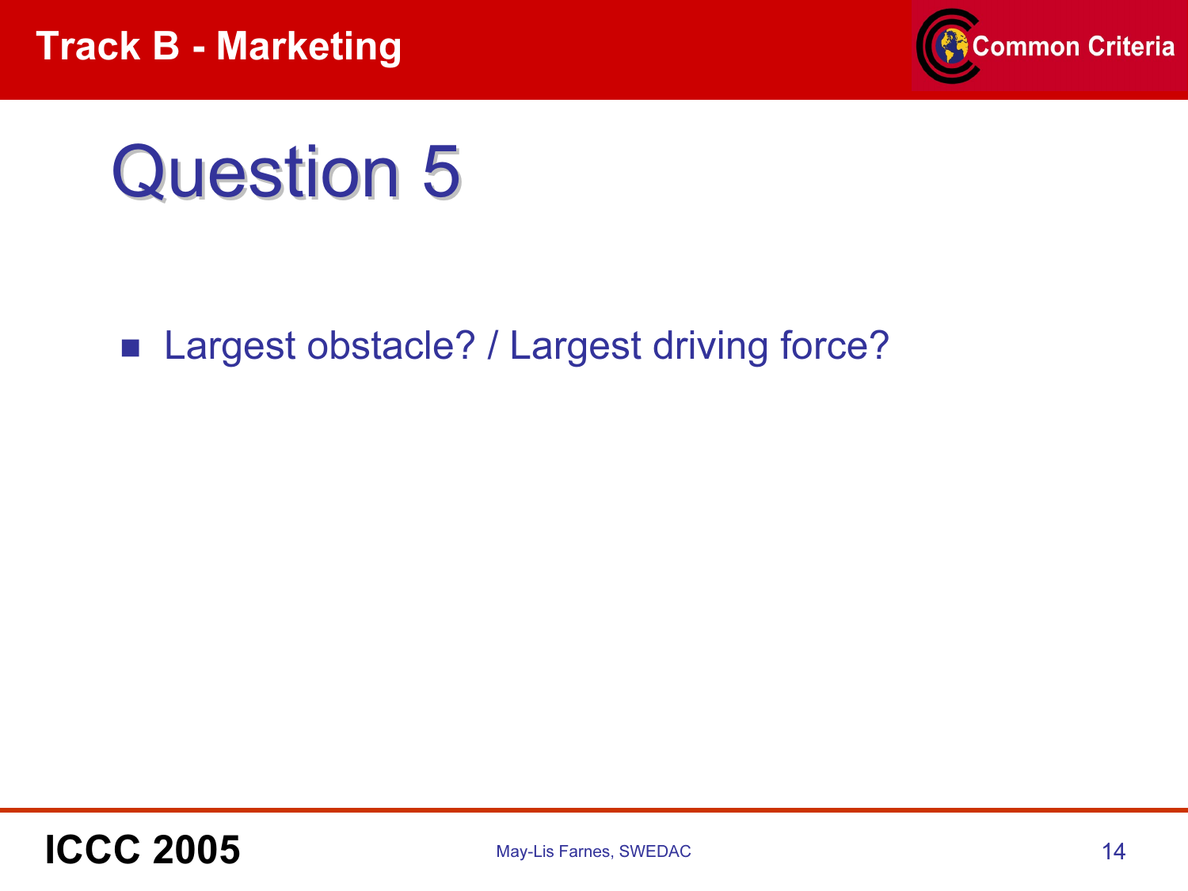# Question 5

- Largest obstacle? / Largest driving force?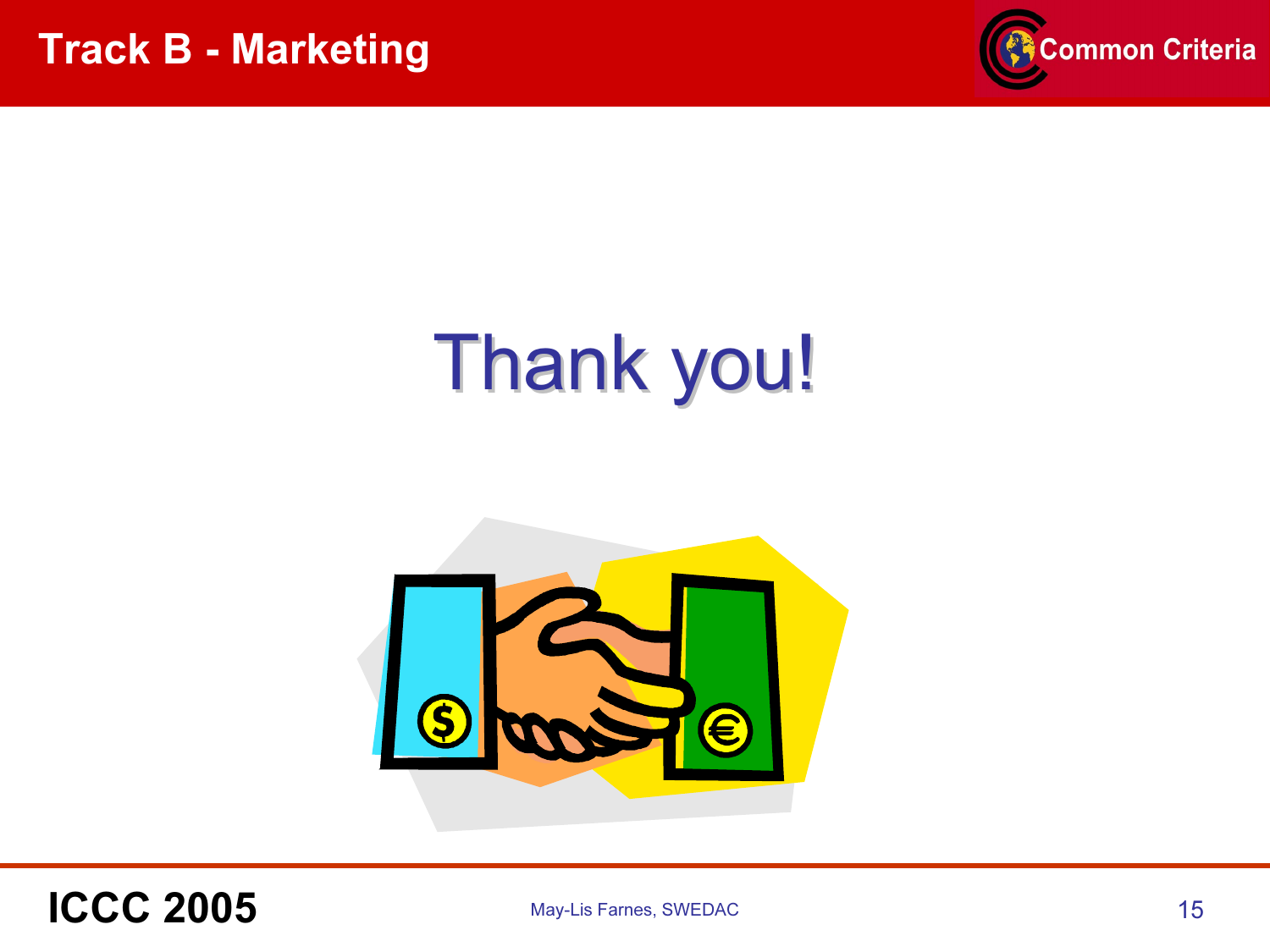# Thank you!